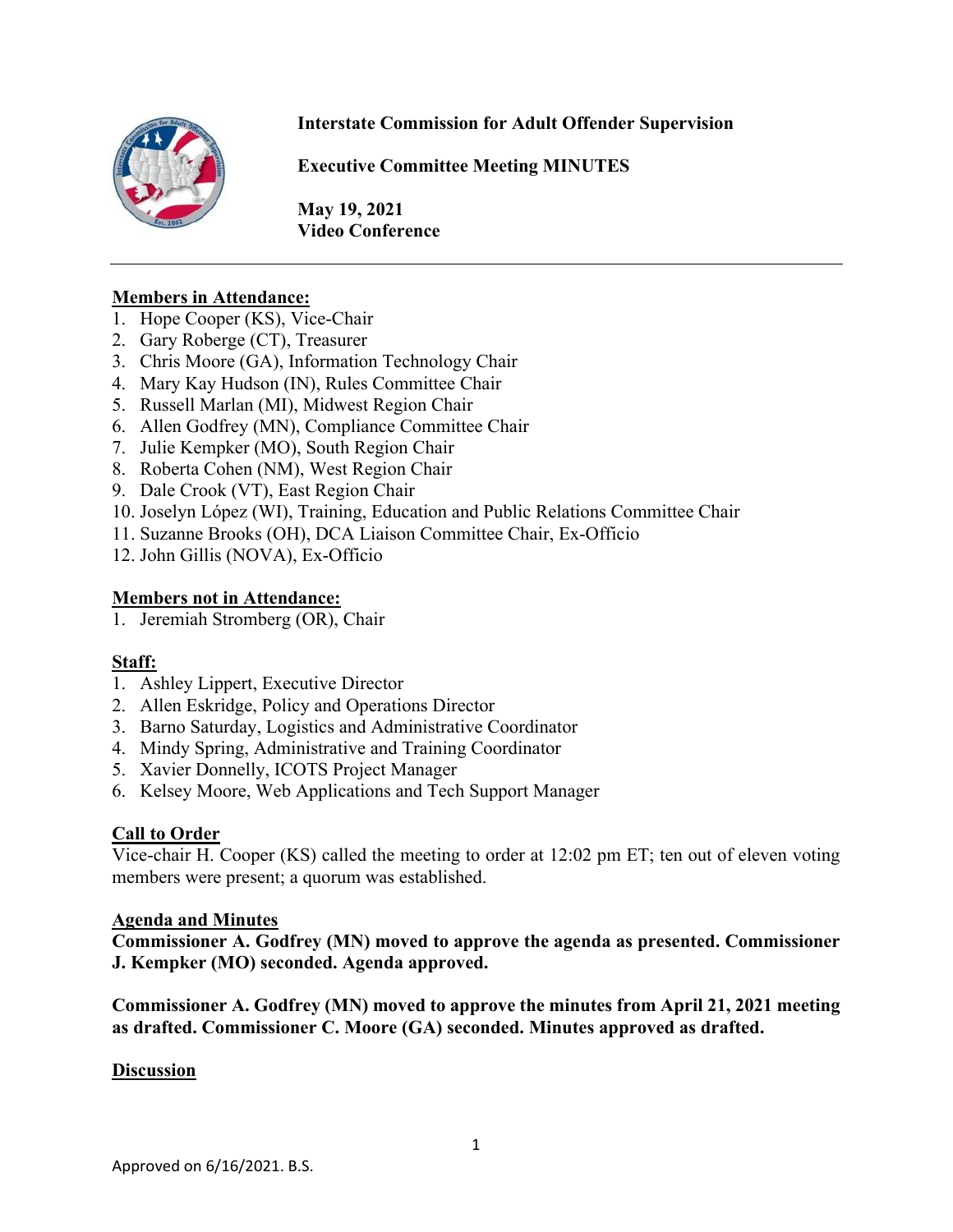**Interstate Commission for Adult Offender Supervision**

**Executive Committee Meeting MINUTES**

**May 19, 2021**
**Video Conference**

---

**Members in Attendance:**

1. Hope Cooper (KS), Vice-Chair
2. Gary Roberge (CT), Treasurer
3. Chris Moore (GA), Information Technology Chair
4. Mary Kay Hudson (IN), Rules Committee Chair
5. Russell Marlan (MI), Midwest Region Chair
6. Allen Godfrey (MN), Compliance Committee Chair
7. Julie Kempker (MO), South Region Chair
8. Roberta Cohen (NM), West Region Chair
9. Dale Crook (VT), East Region Chair
10. Joselyn López (WI), Training, Education and Public Relations Committee Chair
11. Suzanne Brooks (OH), DCA Liaison Committee Chair, Ex-Officio
12. John Gillis (NOVA), Ex-Officio

**Members not in Attendance:**

1. Jeremiah Stromberg (OR), Chair

**Staff:**

1. Ashley Lippert, Executive Director
2. Allen Eskridge, Policy and Operations Director
3. Barno Saturday, Logistics and Administrative Coordinator
4. Mindy Spring, Administrative and Training Coordinator
5. Xavier Donnelly, ICOTS Project Manager
6. Kelsey Moore, Web Applications and Tech Support Manager

**Call to Order**

Vice-chair H. Cooper (KS) called the meeting to order at 12:02 pm ET; ten out of eleven voting members were present; a quorum was established.

**Agenda and Minutes**

**Commissioner A. Godfrey (MN) moved to approve the agenda as presented. Commissioner J. Kempker (MO) seconded. Agenda approved.**

**Commissioner A. Godfrey (MN) moved to approve the minutes from April 21, 2021 meeting as drafted. Commissioner C. Moore (GA) seconded. Minutes approved as drafted.**

**Discussion**

Approved on 6/16/2021. B.S.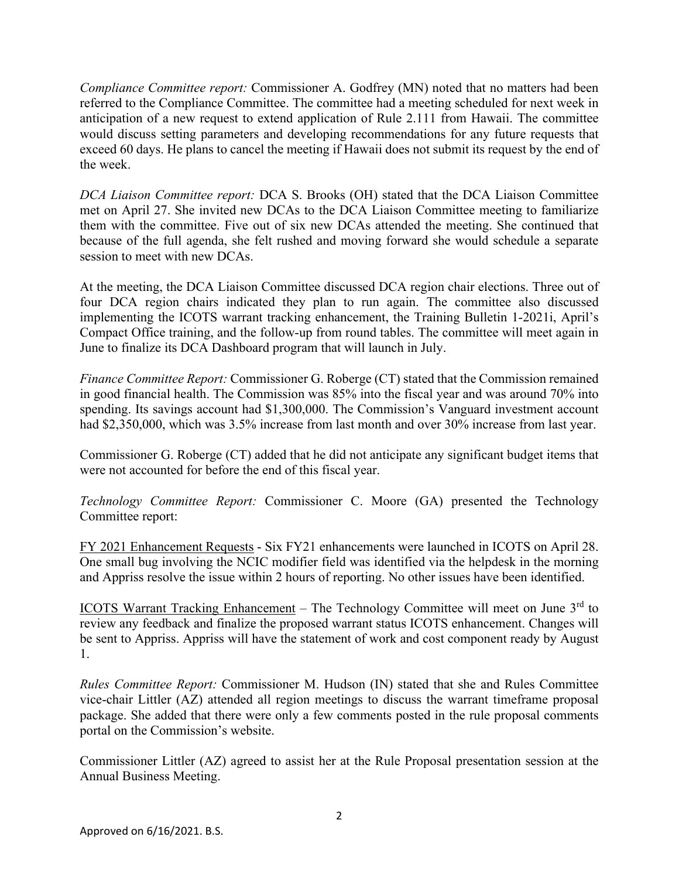*Compliance Committee report:* Commissioner A. Godfrey (MN) noted that no matters had been referred to the Compliance Committee. The committee had a meeting scheduled for next week in anticipation of a new request to extend application of Rule 2.111 from Hawaii. The committee would discuss setting parameters and developing recommendations for any future requests that exceed 60 days. He plans to cancel the meeting if Hawaii does not submit its request by the end of the week.

*DCA Liaison Committee report:* DCA S. Brooks (OH) stated that the DCA Liaison Committee met on April 27. She invited new DCAs to the DCA Liaison Committee meeting to familiarize them with the committee. Five out of six new DCAs attended the meeting. She continued that because of the full agenda, she felt rushed and moving forward she would schedule a separate session to meet with new DCAs.

At the meeting, the DCA Liaison Committee discussed DCA region chair elections. Three out of four DCA region chairs indicated they plan to run again. The committee also discussed implementing the ICOTS warrant tracking enhancement, the Training Bulletin 1-2021i, April's Compact Office training, and the follow-up from round tables. The committee will meet again in June to finalize its DCA Dashboard program that will launch in July.

*Finance Committee Report:* Commissioner G. Roberge (CT) stated that the Commission remained in good financial health. The Commission was 85% into the fiscal year and was around 70% into spending. Its savings account had $1,300,000. The Commission's Vanguard investment account had $2,350,000, which was 3.5% increase from last month and over 30% increase from last year.

Commissioner G. Roberge (CT) added that he did not anticipate any significant budget items that were not accounted for before the end of this fiscal year.

*Technology Committee Report:* Commissioner C. Moore (GA) presented the Technology Committee report:

<u>FY 2021 Enhancement Requests</u> - Six FY21 enhancements were launched in ICOTS on April 28. One small bug involving the NCIC modifier field was identified via the helpdesk in the morning and Appriss resolve the issue within 2 hours of reporting. No other issues have been identified.

<u>ICOTS Warrant Tracking Enhancement</u> – The Technology Committee will meet on June 3rd to review any feedback and finalize the proposed warrant status ICOTS enhancement. Changes will be sent to Appriss. Appriss will have the statement of work and cost component ready by August 1.

*Rules Committee Report:* Commissioner M. Hudson (IN) stated that she and Rules Committee vice-chair Littler (AZ) attended all region meetings to discuss the warrant timeframe proposal package. She added that there were only a few comments posted in the rule proposal comments portal on the Commission's website.

Commissioner Littler (AZ) agreed to assist her at the Rule Proposal presentation session at the Annual Business Meeting.

Approved on 6/16/2021. B.S.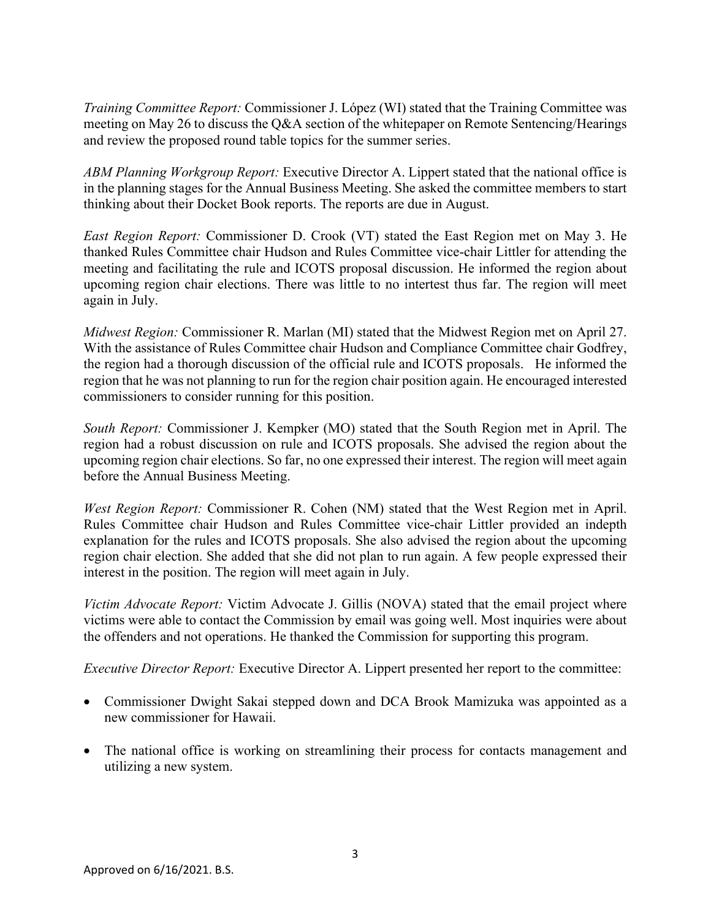*Training Committee Report:* Commissioner J. López (WI) stated that the Training Committee was meeting on May 26 to discuss the Q&A section of the whitepaper on Remote Sentencing/Hearings and review the proposed round table topics for the summer series.

*ABM Planning Workgroup Report:* Executive Director A. Lippert stated that the national office is in the planning stages for the Annual Business Meeting. She asked the committee members to start thinking about their Docket Book reports. The reports are due in August.

*East Region Report:* Commissioner D. Crook (VT) stated the East Region met on May 3. He thanked Rules Committee chair Hudson and Rules Committee vice-chair Littler for attending the meeting and facilitating the rule and ICOTS proposal discussion. He informed the region about upcoming region chair elections. There was little to no intertest thus far. The region will meet again in July.

*Midwest Region:* Commissioner R. Marlan (MI) stated that the Midwest Region met on April 27. With the assistance of Rules Committee chair Hudson and Compliance Committee chair Godfrey, the region had a thorough discussion of the official rule and ICOTS proposals. He informed the region that he was not planning to run for the region chair position again. He encouraged interested commissioners to consider running for this position.

*South Report:* Commissioner J. Kempker (MO) stated that the South Region met in April. The region had a robust discussion on rule and ICOTS proposals. She advised the region about the upcoming region chair elections. So far, no one expressed their interest. The region will meet again before the Annual Business Meeting.

*West Region Report:* Commissioner R. Cohen (NM) stated that the West Region met in April. Rules Committee chair Hudson and Rules Committee vice-chair Littler provided an indepth explanation for the rules and ICOTS proposals. She also advised the region about the upcoming region chair election. She added that she did not plan to run again. A few people expressed their interest in the position. The region will meet again in July.

*Victim Advocate Report:* Victim Advocate J. Gillis (NOVA) stated that the email project where victims were able to contact the Commission by email was going well. Most inquiries were about the offenders and not operations. He thanked the Commission for supporting this program.

*Executive Director Report:* Executive Director A. Lippert presented her report to the committee:

- Commissioner Dwight Sakai stepped down and DCA Brook Mamizuka was appointed as a new commissioner for Hawaii.
- The national office is working on streamlining their process for contacts management and utilizing a new system.

Approved on 6/16/2021. B.S.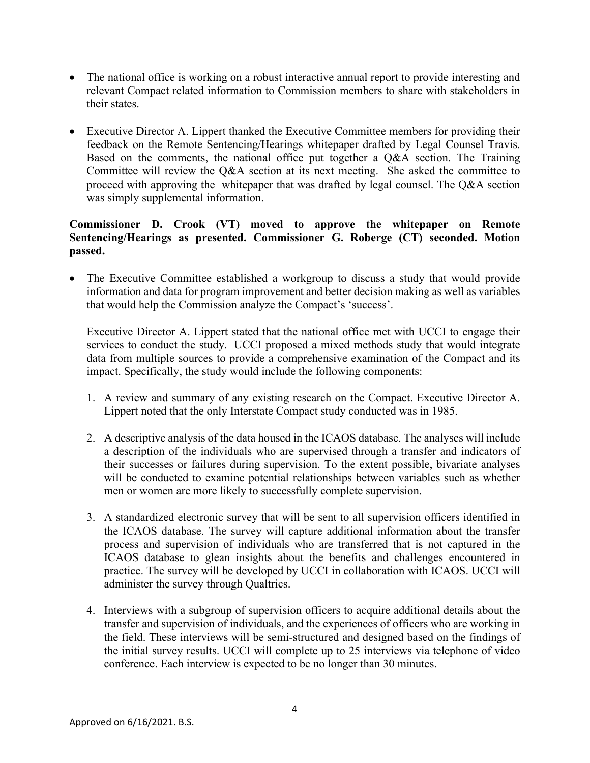- The national office is working on a robust interactive annual report to provide interesting and relevant Compact related information to Commission members to share with stakeholders in their states.

- Executive Director A. Lippert thanked the Executive Committee members for providing their feedback on the Remote Sentencing/Hearings whitepaper drafted by Legal Counsel Travis. Based on the comments, the national office put together a Q&A section. The Training Committee will review the Q&A section at its next meeting. She asked the committee to proceed with approving the whitepaper that was drafted by legal counsel. The Q&A section was simply supplemental information.

**Commissioner D. Crook (VT) moved to approve the whitepaper on Remote Sentencing/Hearings as presented. Commissioner G. Roberge (CT) seconded. Motion passed.**

- The Executive Committee established a workgroup to discuss a study that would provide information and data for program improvement and better decision making as well as variables that would help the Commission analyze the Compact's 'success'.

  Executive Director A. Lippert stated that the national office met with UCCI to engage their services to conduct the study. UCCI proposed a mixed methods study that would integrate data from multiple sources to provide a comprehensive examination of the Compact and its impact. Specifically, the study would include the following components:

  1. A review and summary of any existing research on the Compact. Executive Director A. Lippert noted that the only Interstate Compact study conducted was in 1985.

  2. A descriptive analysis of the data housed in the ICAOS database. The analyses will include a description of the individuals who are supervised through a transfer and indicators of their successes or failures during supervision. To the extent possible, bivariate analyses will be conducted to examine potential relationships between variables such as whether men or women are more likely to successfully complete supervision.

  3. A standardized electronic survey that will be sent to all supervision officers identified in the ICAOS database. The survey will capture additional information about the transfer process and supervision of individuals who are transferred that is not captured in the ICAOS database to glean insights about the benefits and challenges encountered in practice. The survey will be developed by UCCI in collaboration with ICAOS. UCCI will administer the survey through Qualtrics.

  4. Interviews with a subgroup of supervision officers to acquire additional details about the transfer and supervision of individuals, and the experiences of officers who are working in the field. These interviews will be semi-structured and designed based on the findings of the initial survey results. UCCI will complete up to 25 interviews via telephone of video conference. Each interview is expected to be no longer than 30 minutes.

Approved on 6/16/2021. B.S.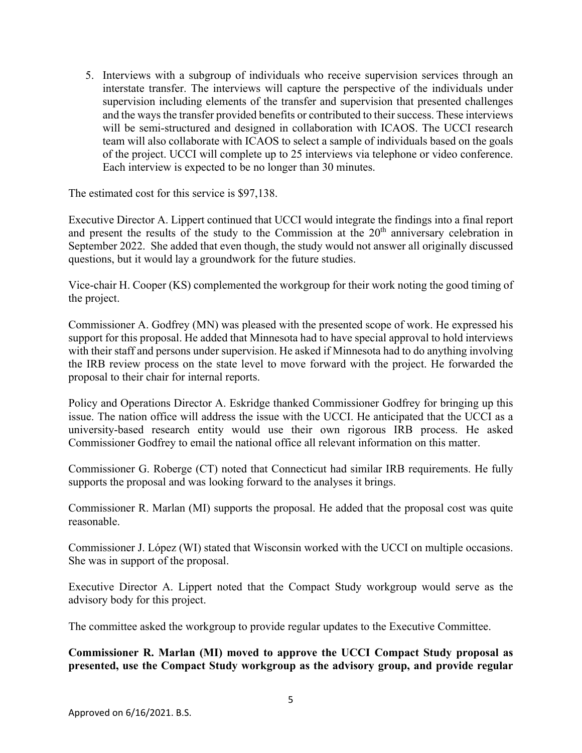5. Interviews with a subgroup of individuals who receive supervision services through an interstate transfer. The interviews will capture the perspective of the individuals under supervision including elements of the transfer and supervision that presented challenges and the ways the transfer provided benefits or contributed to their success. These interviews will be semi-structured and designed in collaboration with ICAOS. The UCCI research team will also collaborate with ICAOS to select a sample of individuals based on the goals of the project. UCCI will complete up to 25 interviews via telephone or video conference. Each interview is expected to be no longer than 30 minutes.

The estimated cost for this service is $97,138.

Executive Director A. Lippert continued that UCCI would integrate the findings into a final report and present the results of the study to the Commission at the 20th anniversary celebration in September 2022. She added that even though, the study would not answer all originally discussed questions, but it would lay a groundwork for the future studies.

Vice-chair H. Cooper (KS) complemented the workgroup for their work noting the good timing of the project.

Commissioner A. Godfrey (MN) was pleased with the presented scope of work. He expressed his support for this proposal. He added that Minnesota had to have special approval to hold interviews with their staff and persons under supervision. He asked if Minnesota had to do anything involving the IRB review process on the state level to move forward with the project. He forwarded the proposal to their chair for internal reports.

Policy and Operations Director A. Eskridge thanked Commissioner Godfrey for bringing up this issue. The nation office will address the issue with the UCCI. He anticipated that the UCCI as a university-based research entity would use their own rigorous IRB process. He asked Commissioner Godfrey to email the national office all relevant information on this matter.

Commissioner G. Roberge (CT) noted that Connecticut had similar IRB requirements. He fully supports the proposal and was looking forward to the analyses it brings.

Commissioner R. Marlan (MI) supports the proposal. He added that the proposal cost was quite reasonable.

Commissioner J. López (WI) stated that Wisconsin worked with the UCCI on multiple occasions. She was in support of the proposal.

Executive Director A. Lippert noted that the Compact Study workgroup would serve as the advisory body for this project.

The committee asked the workgroup to provide regular updates to the Executive Committee.

**Commissioner R. Marlan (MI) moved to approve the UCCI Compact Study proposal as presented, use the Compact Study workgroup as the advisory group, and provide regular**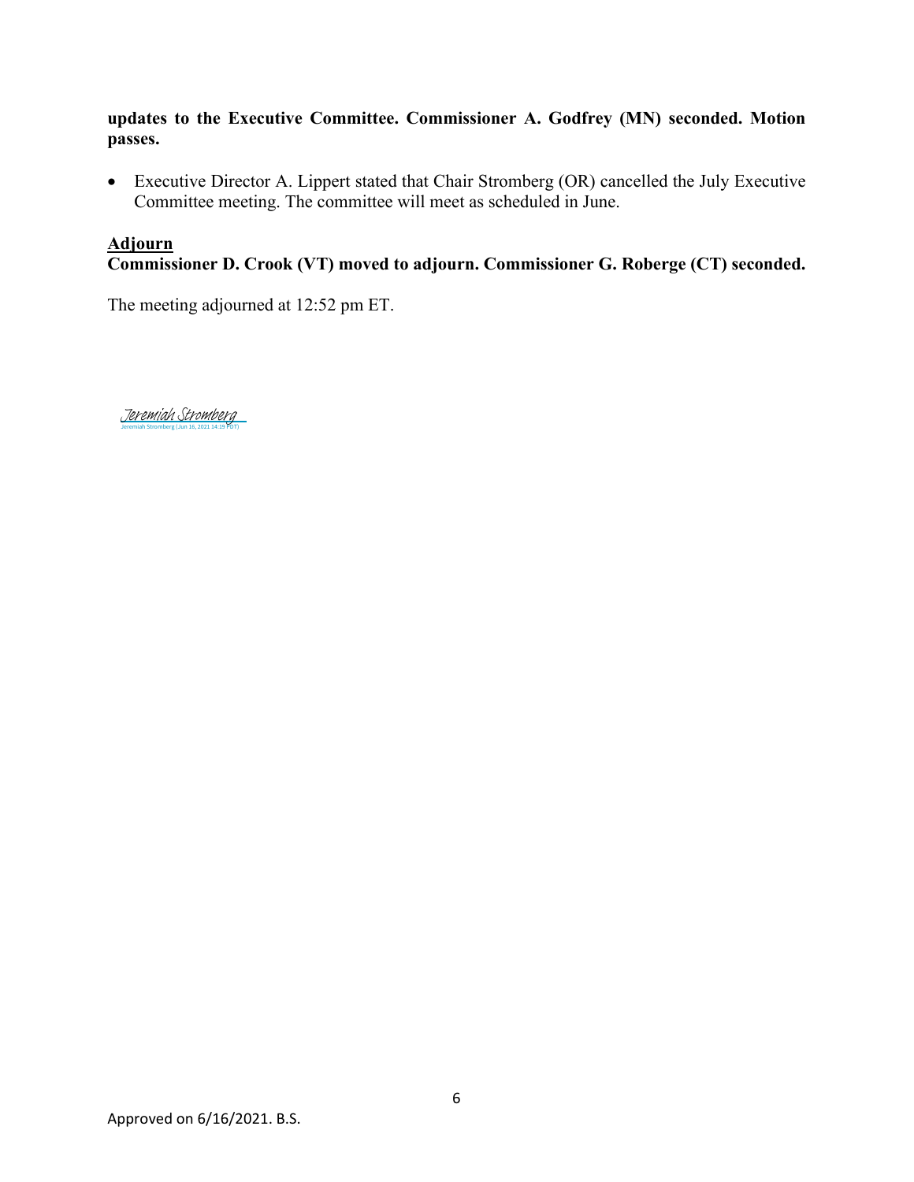**updates to the Executive Committee. Commissioner A. Godfrey (MN) seconded. Motion passes.**

- Executive Director A. Lippert stated that Chair Stromberg (OR) cancelled the July Executive Committee meeting. The committee will meet as scheduled in June.

**Adjourn**

**Commissioner D. Crook (VT) moved to adjourn. Commissioner G. Roberge (CT) seconded.**

The meeting adjourned at 12:52 pm ET.

Jeremiah Stromberg
Jeremiah Stromberg (Jun 16, 2021 14:19 PDT)

Approved on 6/16/2021. B.S.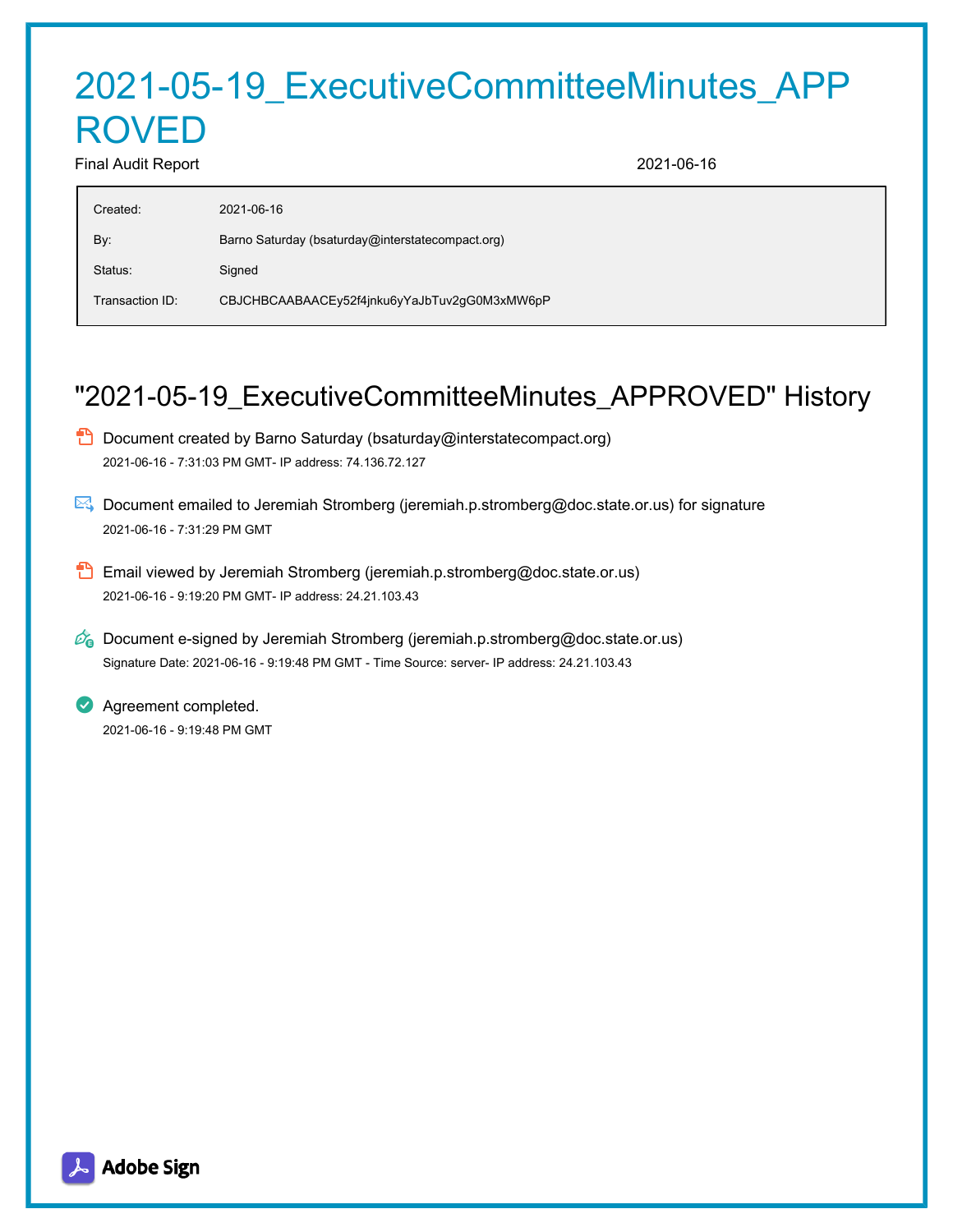# 2021-05-19_ExecutiveCommitteeMinutes_APPROVED

Final Audit Report 2021-06-16

| | |
|---|---|
| Created: | 2021-06-16 |
| By: | Barno Saturday (bsaturday@interstatecompact.org) |
| Status: | Signed |
| Transaction ID: | CBJCHBCAABAACEy52f4jnku6yYaJbTuv2gG0M3xMW6pP |

## "2021-05-19_ExecutiveCommitteeMinutes_APPROVED" History

- Document created by Barno Saturday (bsaturday@interstatecompact.org)
  2021-06-16 - 7:31:03 PM GMT- IP address: 74.136.72.127

- Document emailed to Jeremiah Stromberg (jeremiah.p.stromberg@doc.state.or.us) for signature
  2021-06-16 - 7:31:29 PM GMT

- Email viewed by Jeremiah Stromberg (jeremiah.p.stromberg@doc.state.or.us)
  2021-06-16 - 9:19:20 PM GMT- IP address: 24.21.103.43

- Document e-signed by Jeremiah Stromberg (jeremiah.p.stromberg@doc.state.or.us)
  Signature Date: 2021-06-16 - 9:19:48 PM GMT - Time Source: server- IP address: 24.21.103.43

- Agreement completed.
  2021-06-16 - 9:19:48 PM GMT

Adobe Sign